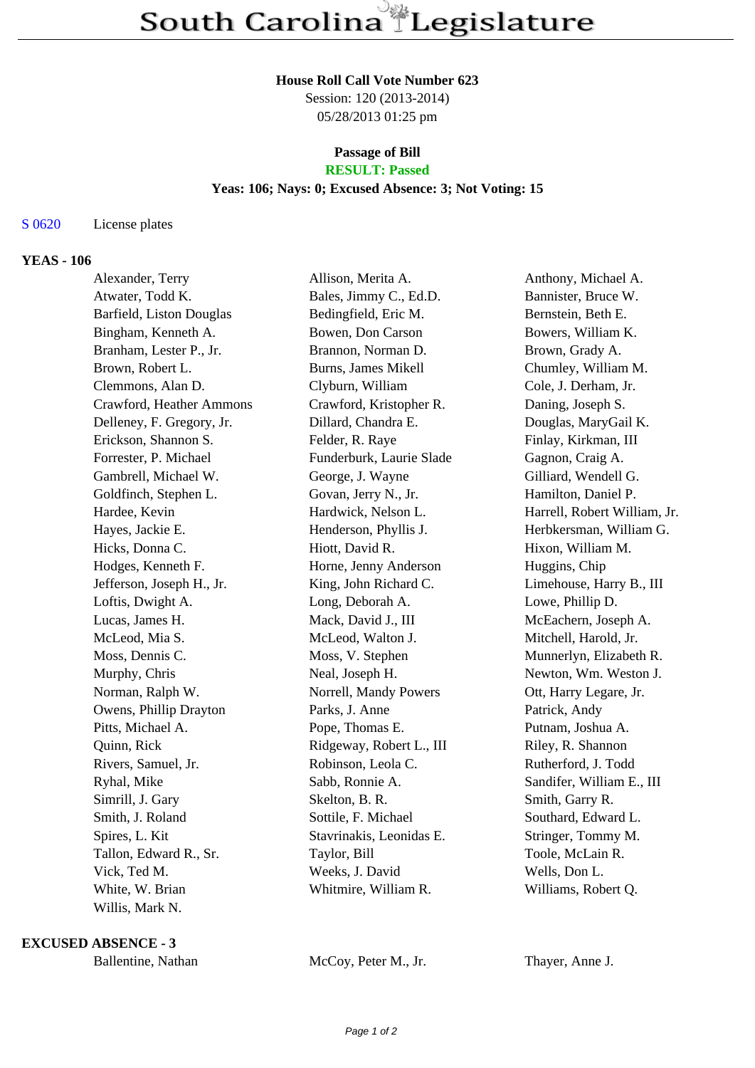# South Carolina Legislature

**House Roll Call Vote Number 623**
Session: 120 (2013-2014)
05/28/2013 01:25 pm

**Passage of Bill**
**RESULT: Passed**
**Yeas: 106; Nays: 0; Excused Absence: 3; Not Voting: 15**

S 0620 License plates

## YEAS - 106

| | | |
|---|---|---|
| Alexander, Terry | Allison, Merita A. | Anthony, Michael A. |
| Atwater, Todd K. | Bales, Jimmy C., Ed.D. | Bannister, Bruce W. |
| Barfield, Liston Douglas | Bedingfield, Eric M. | Bernstein, Beth E. |
| Bingham, Kenneth A. | Bowen, Don Carson | Bowers, William K. |
| Branham, Lester P., Jr. | Brannon, Norman D. | Brown, Grady A. |
| Brown, Robert L. | Burns, James Mikell | Chumley, William M. |
| Clemmons, Alan D. | Clyburn, William | Cole, J. Derham, Jr. |
| Crawford, Heather Ammons | Crawford, Kristopher R. | Daning, Joseph S. |
| Delleney, F. Gregory, Jr. | Dillard, Chandra E. | Douglas, MaryGail K. |
| Erickson, Shannon S. | Felder, R. Raye | Finlay, Kirkman, III |
| Forrester, P. Michael | Funderburk, Laurie Slade | Gagnon, Craig A. |
| Gambrell, Michael W. | George, J. Wayne | Gilliard, Wendell G. |
| Goldfinch, Stephen L. | Govan, Jerry N., Jr. | Hamilton, Daniel P. |
| Hardee, Kevin | Hardwick, Nelson L. | Harrell, Robert William, Jr. |
| Hayes, Jackie E. | Henderson, Phyllis J. | Herbkersman, William G. |
| Hicks, Donna C. | Hiott, David R. | Hixon, William M. |
| Hodges, Kenneth F. | Horne, Jenny Anderson | Huggins, Chip |
| Jefferson, Joseph H., Jr. | King, John Richard C. | Limehouse, Harry B., III |
| Loftis, Dwight A. | Long, Deborah A. | Lowe, Phillip D. |
| Lucas, James H. | Mack, David J., III | McEachern, Joseph A. |
| McLeod, Mia S. | McLeod, Walton J. | Mitchell, Harold, Jr. |
| Moss, Dennis C. | Moss, V. Stephen | Munnerlyn, Elizabeth R. |
| Murphy, Chris | Neal, Joseph H. | Newton, Wm. Weston J. |
| Norman, Ralph W. | Norrell, Mandy Powers | Ott, Harry Legare, Jr. |
| Owens, Phillip Drayton | Parks, J. Anne | Patrick, Andy |
| Pitts, Michael A. | Pope, Thomas E. | Putnam, Joshua A. |
| Quinn, Rick | Ridgeway, Robert L., III | Riley, R. Shannon |
| Rivers, Samuel, Jr. | Robinson, Leola C. | Rutherford, J. Todd |
| Ryhal, Mike | Sabb, Ronnie A. | Sandifer, William E., III |
| Simrill, J. Gary | Skelton, B. R. | Smith, Garry R. |
| Smith, J. Roland | Sottile, F. Michael | Southard, Edward L. |
| Spires, L. Kit | Stavrinakis, Leonidas E. | Stringer, Tommy M. |
| Tallon, Edward R., Sr. | Taylor, Bill | Toole, McLain R. |
| Vick, Ted M. | Weeks, J. David | Wells, Don L. |
| White, W. Brian | Whitmire, William R. | Williams, Robert Q. |
| Willis, Mark N. | | |

## EXCUSED ABSENCE - 3

| | | |
|---|---|---|
| Ballentine, Nathan | McCoy, Peter M., Jr. | Thayer, Anne J. |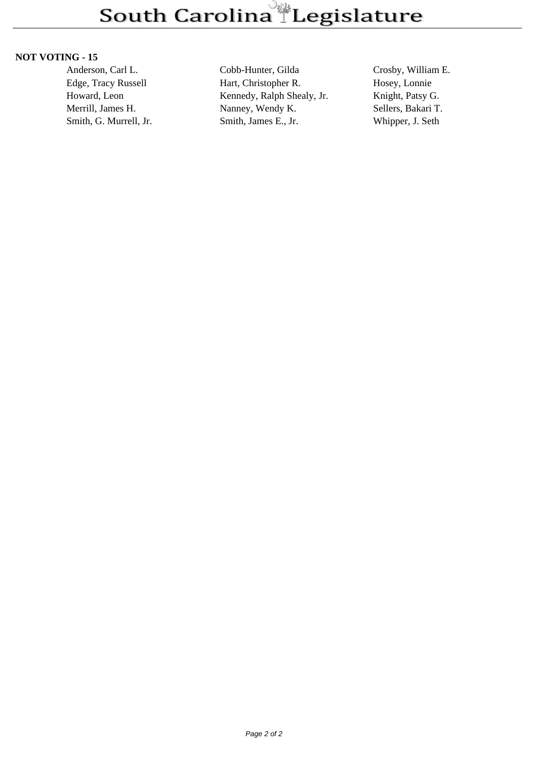**NOT VOTING - 15**

| | | |
|---|---|---|
| Anderson, Carl L. | Cobb-Hunter, Gilda | Crosby, William E. |
| Edge, Tracy Russell | Hart, Christopher R. | Hosey, Lonnie |
| Howard, Leon | Kennedy, Ralph Shealy, Jr. | Knight, Patsy G. |
| Merrill, James H. | Nanney, Wendy K. | Sellers, Bakari T. |
| Smith, G. Murrell, Jr. | Smith, James E., Jr. | Whipper, J. Seth |